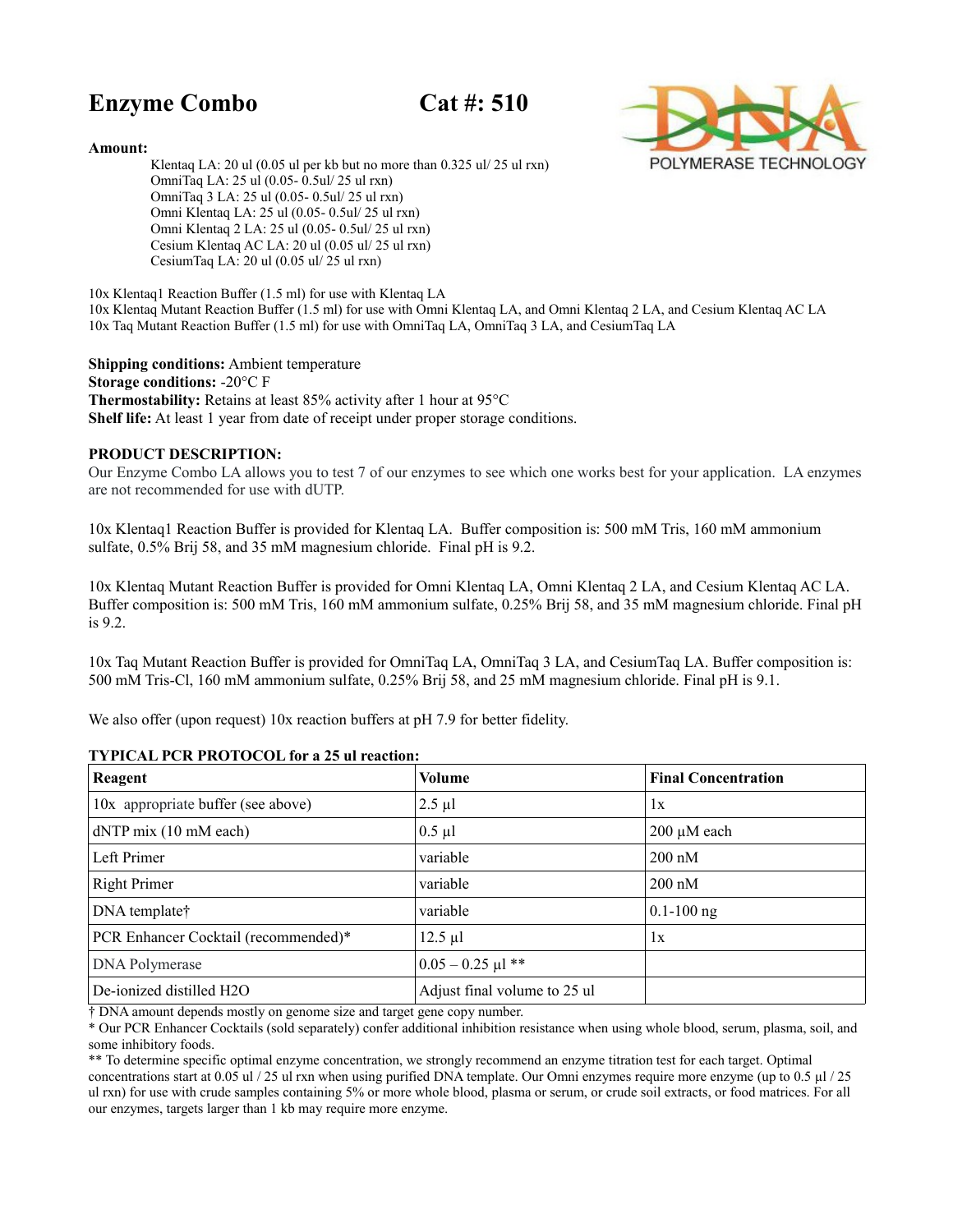# Enzyme Combo **Cat #: 510**

**Amount:**

Klentaq LA: 20 ul (0.05 ul per kb but no more than 0.325 ul/ 25 ul rxn)
OmniTaq LA: 25 ul (0.05- 0.5ul/ 25 ul rxn)
OmniTaq 3 LA: 25 ul (0.05- 0.5ul/ 25 ul rxn)
Omni Klentaq LA: 25 ul (0.05- 0.5ul/ 25 ul rxn)
Omni Klentaq 2 LA: 25 ul (0.05- 0.5ul/ 25 ul rxn)
Cesium Klentaq AC LA: 20 ul (0.05 ul/ 25 ul rxn)
CesiumTaq LA: 20 ul (0.05 ul/ 25 ul rxn)

10x Klentaq1 Reaction Buffer (1.5 ml) for use with Klentaq LA
10x Klentaq Mutant Reaction Buffer (1.5 ml) for use with Omni Klentaq LA, and Omni Klentaq 2 LA, and Cesium Klentaq AC LA
10x Taq Mutant Reaction Buffer (1.5 ml) for use with OmniTaq LA, OmniTaq 3 LA, and CesiumTaq LA

**Shipping conditions:** Ambient temperature
**Storage conditions:** -20°C F
**Thermostability:** Retains at least 85% activity after 1 hour at 95°C
**Shelf life:** At least 1 year from date of receipt under proper storage conditions.

**PRODUCT DESCRIPTION:**

Our Enzyme Combo LA allows you to test 7 of our enzymes to see which one works best for your application. LA enzymes are not recommended for use with dUTP.

10x Klentaq1 Reaction Buffer is provided for Klentaq LA. Buffer composition is: 500 mM Tris, 160 mM ammonium sulfate, 0.5% Brij 58, and 35 mM magnesium chloride. Final pH is 9.2.

10x Klentaq Mutant Reaction Buffer is provided for Omni Klentaq LA, Omni Klentaq 2 LA, and Cesium Klentaq AC LA. Buffer composition is: 500 mM Tris, 160 mM ammonium sulfate, 0.25% Brij 58, and 35 mM magnesium chloride. Final pH is 9.2.

10x Taq Mutant Reaction Buffer is provided for OmniTaq LA, OmniTaq 3 LA, and CesiumTaq LA. Buffer composition is: 500 mM Tris-Cl, 160 mM ammonium sulfate, 0.25% Brij 58, and 25 mM magnesium chloride. Final pH is 9.1.

We also offer (upon request) 10x reaction buffers at pH 7.9 for better fidelity.

**TYPICAL PCR PROTOCOL for a 25 ul reaction:**

| Reagent | Volume | Final Concentration |
|---|---|---|
| 10x appropriate buffer (see above) | 2.5 µl | 1x |
| dNTP mix (10 mM each) | 0.5 µl | 200 µM each |
| Left Primer | variable | 200 nM |
| Right Primer | variable | 200 nM |
| DNA template† | variable | 0.1-100 ng |
| PCR Enhancer Cocktail (recommended)* | 12.5 µl | 1x |
| DNA Polymerase | 0.05 – 0.25 µl ** | |
| De-ionized distilled H2O | Adjust final volume to 25 ul | |

† DNA amount depends mostly on genome size and target gene copy number.
* Our PCR Enhancer Cocktails (sold separately) confer additional inhibition resistance when using whole blood, serum, plasma, soil, and some inhibitory foods.
** To determine specific optimal enzyme concentration, we strongly recommend an enzyme titration test for each target. Optimal concentrations start at 0.05 ul / 25 ul rxn when using purified DNA template. Our Omni enzymes require more enzyme (up to 0.5 µl / 25 ul rxn) for use with crude samples containing 5% or more whole blood, plasma or serum, or crude soil extracts, or food matrices. For all our enzymes, targets larger than 1 kb may require more enzyme.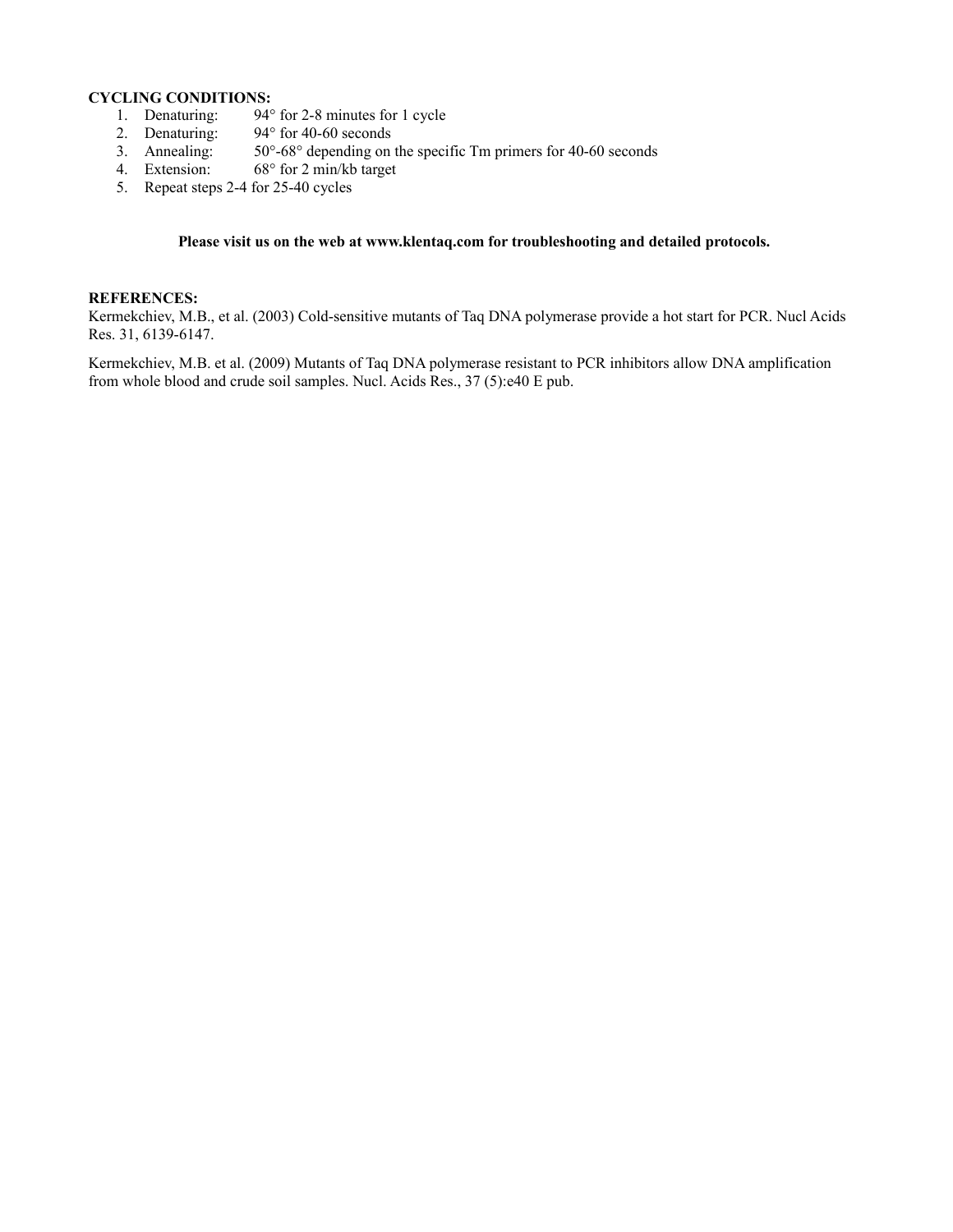**CYCLING CONDITIONS:**

1. Denaturing: 94° for 2-8 minutes for 1 cycle
2. Denaturing: 94° for 40-60 seconds
3. Annealing: 50°-68° depending on the specific Tm primers for 40-60 seconds
4. Extension: 68° for 2 min/kb target
5. Repeat steps 2-4 for 25-40 cycles

**Please visit us on the web at www.klentaq.com for troubleshooting and detailed protocols.**

**REFERENCES:**

Kermekchiev, M.B., et al. (2003) Cold-sensitive mutants of Taq DNA polymerase provide a hot start for PCR. Nucl Acids Res. 31, 6139-6147.

Kermekchiev, M.B. et al. (2009) Mutants of Taq DNA polymerase resistant to PCR inhibitors allow DNA amplification from whole blood and crude soil samples. Nucl. Acids Res., 37 (5):e40 E pub.